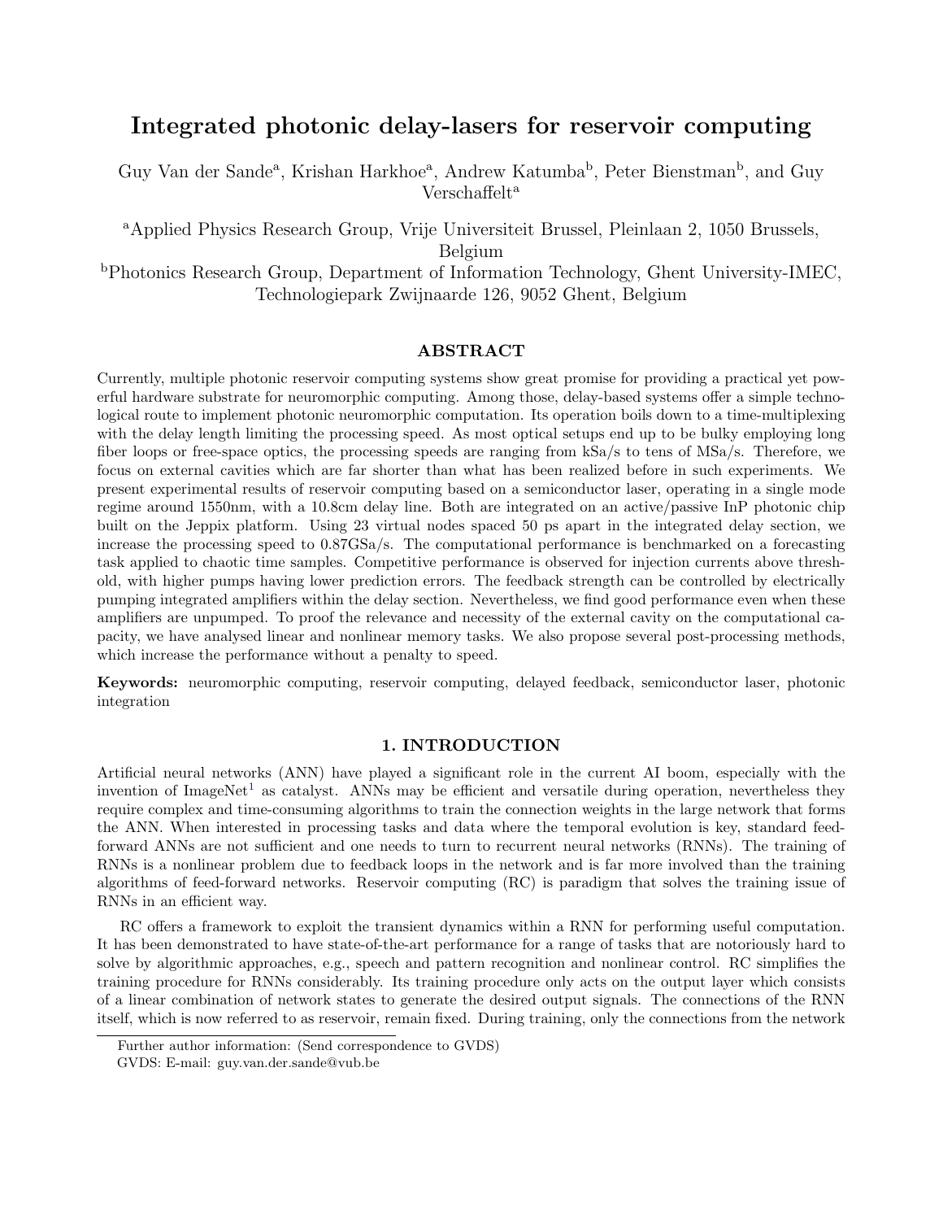# Integrated photonic delay-lasers for reservoir computing

Guy Van der Sande[a], Krishan Harkhoe[a], Andrew Katumba[b], Peter Bienstman[b], and Guy Verschaffelt[a]

[a]Applied Physics Research Group, Vrije Universiteit Brussel, Pleinlaan 2, 1050 Brussels, Belgium

[b]Photonics Research Group, Department of Information Technology, Ghent University-IMEC, Technologiepark Zwijnaarde 126, 9052 Ghent, Belgium

## ABSTRACT

Currently, multiple photonic reservoir computing systems show great promise for providing a practical yet powerful hardware substrate for neuromorphic computing. Among those, delay-based systems offer a simple technological route to implement photonic neuromorphic computation. Its operation boils down to a time-multiplexing with the delay length limiting the processing speed. As most optical setups end up to be bulky employing long fiber loops or free-space optics, the processing speeds are ranging from kSa/s to tens of MSa/s. Therefore, we focus on external cavities which are far shorter than what has been realized before in such experiments. We present experimental results of reservoir computing based on a semiconductor laser, operating in a single mode regime around 1550nm, with a 10.8cm delay line. Both are integrated on an active/passive InP photonic chip built on the Jeppix platform. Using 23 virtual nodes spaced 50 ps apart in the integrated delay section, we increase the processing speed to 0.87GSa/s. The computational performance is benchmarked on a forecasting task applied to chaotic time samples. Competitive performance is observed for injection currents above threshold, with higher pumps having lower prediction errors. The feedback strength can be controlled by electrically pumping integrated amplifiers within the delay section. Nevertheless, we find good performance even when these amplifiers are unpumped. To proof the relevance and necessity of the external cavity on the computational capacity, we have analysed linear and nonlinear memory tasks. We also propose several post-processing methods, which increase the performance without a penalty to speed.

**Keywords:** neuromorphic computing, reservoir computing, delayed feedback, semiconductor laser, photonic integration

## 1. INTRODUCTION

Artificial neural networks (ANN) have played a significant role in the current AI boom, especially with the invention of ImageNet[1] as catalyst. ANNs may be efficient and versatile during operation, nevertheless they require complex and time-consuming algorithms to train the connection weights in the large network that forms the ANN. When interested in processing tasks and data where the temporal evolution is key, standard feed-forward ANNs are not sufficient and one needs to turn to recurrent neural networks (RNNs). The training of RNNs is a nonlinear problem due to feedback loops in the network and is far more involved than the training algorithms of feed-forward networks. Reservoir computing (RC) is paradigm that solves the training issue of RNNs in an efficient way.

RC offers a framework to exploit the transient dynamics within a RNN for performing useful computation. It has been demonstrated to have state-of-the-art performance for a range of tasks that are notoriously hard to solve by algorithmic approaches, e.g., speech and pattern recognition and nonlinear control. RC simplifies the training procedure for RNNs considerably. Its training procedure only acts on the output layer which consists of a linear combination of network states to generate the desired output signals. The connections of the RNN itself, which is now referred to as reservoir, remain fixed. During training, only the connections from the network

Further author information: (Send correspondence to GVDS)
GVDS: E-mail: guy.van.der.sande@vub.be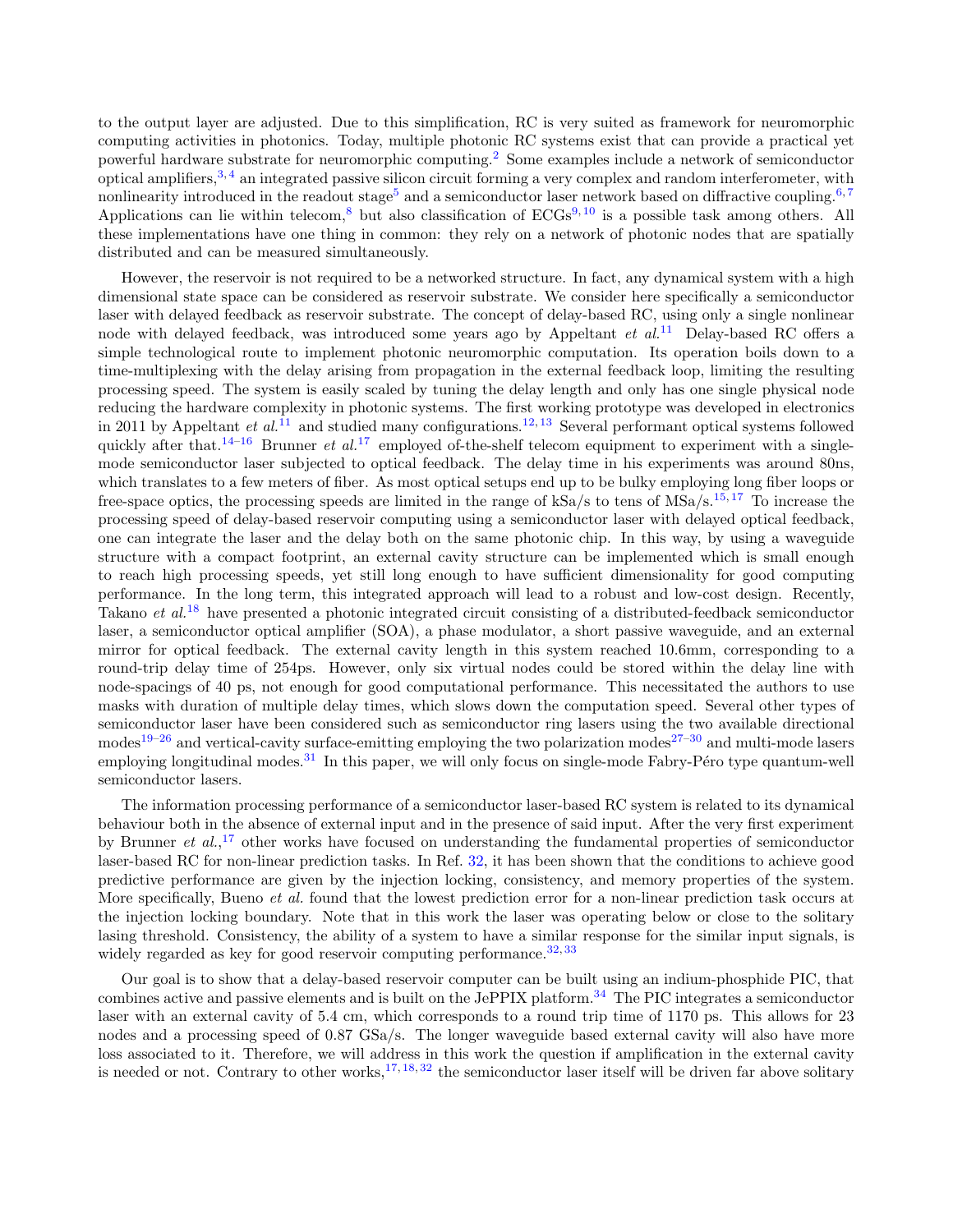to the output layer are adjusted. Due to this simplification, RC is very suited as framework for neuromorphic computing activities in photonics. Today, multiple photonic RC systems exist that can provide a practical yet powerful hardware substrate for neuromorphic computing.[2] Some examples include a network of semiconductor optical amplifiers,[3,4] an integrated passive silicon circuit forming a very complex and random interferometer, with nonlinearity introduced in the readout stage[5] and a semiconductor laser network based on diffractive coupling.[6,7] Applications can lie within telecom,[8] but also classification of ECGs[9,10] is a possible task among others. All these implementations have one thing in common: they rely on a network of photonic nodes that are spatially distributed and can be measured simultaneously.

However, the reservoir is not required to be a networked structure. In fact, any dynamical system with a high dimensional state space can be considered as reservoir substrate. We consider here specifically a semiconductor laser with delayed feedback as reservoir substrate. The concept of delay-based RC, using only a single nonlinear node with delayed feedback, was introduced some years ago by Appeltant *et al.*[11] Delay-based RC offers a simple technological route to implement photonic neuromorphic computation. Its operation boils down to a time-multiplexing with the delay arising from propagation in the external feedback loop, limiting the resulting processing speed. The system is easily scaled by tuning the delay length and only has one single physical node reducing the hardware complexity in photonic systems. The first working prototype was developed in electronics in 2011 by Appeltant *et al.*[11] and studied many configurations.[12,13] Several performant optical systems followed quickly after that.[14–16] Brunner *et al.*[17] employed of-the-shelf telecom equipment to experiment with a single-mode semiconductor laser subjected to optical feedback. The delay time in his experiments was around 80ns, which translates to a few meters of fiber. As most optical setups end up to be bulky employing long fiber loops or free-space optics, the processing speeds are limited in the range of kSa/s to tens of MSa/s.[15,17] To increase the processing speed of delay-based reservoir computing using a semiconductor laser with delayed optical feedback, one can integrate the laser and the delay both on the same photonic chip. In this way, by using a waveguide structure with a compact footprint, an external cavity structure can be implemented which is small enough to reach high processing speeds, yet still long enough to have sufficient dimensionality for good computing performance. In the long term, this integrated approach will lead to a robust and low-cost design. Recently, Takano *et al.*[18] have presented a photonic integrated circuit consisting of a distributed-feedback semiconductor laser, a semiconductor optical amplifier (SOA), a phase modulator, a short passive waveguide, and an external mirror for optical feedback. The external cavity length in this system reached 10.6mm, corresponding to a round-trip delay time of 254ps. However, only six virtual nodes could be stored within the delay line with node-spacings of 40 ps, not enough for good computational performance. This necessitated the authors to use masks with duration of multiple delay times, which slows down the computation speed. Several other types of semiconductor laser have been considered such as semiconductor ring lasers using the two available directional modes[19–26] and vertical-cavity surface-emitting employing the two polarization modes[27–30] and multi-mode lasers employing longitudinal modes.[31] In this paper, we will only focus on single-mode Fabry-Péro type quantum-well semiconductor lasers.

The information processing performance of a semiconductor laser-based RC system is related to its dynamical behaviour both in the absence of external input and in the presence of said input. After the very first experiment by Brunner *et al.*,[17] other works have focused on understanding the fundamental properties of semiconductor laser-based RC for non-linear prediction tasks. In Ref. 32, it has been shown that the conditions to achieve good predictive performance are given by the injection locking, consistency, and memory properties of the system. More specifically, Bueno *et al.* found that the lowest prediction error for a non-linear prediction task occurs at the injection locking boundary. Note that in this work the laser was operating below or close to the solitary lasing threshold. Consistency, the ability of a system to have a similar response for the similar input signals, is widely regarded as key for good reservoir computing performance.[32,33]

Our goal is to show that a delay-based reservoir computer can be built using an indium-phosphide PIC, that combines active and passive elements and is built on the JePPIX platform.[34] The PIC integrates a semiconductor laser with an external cavity of 5.4 cm, which corresponds to a round trip time of 1170 ps. This allows for 23 nodes and a processing speed of 0.87 GSa/s. The longer waveguide based external cavity will also have more loss associated to it. Therefore, we will address in this work the question if amplification in the external cavity is needed or not. Contrary to other works,[17,18,32] the semiconductor laser itself will be driven far above solitary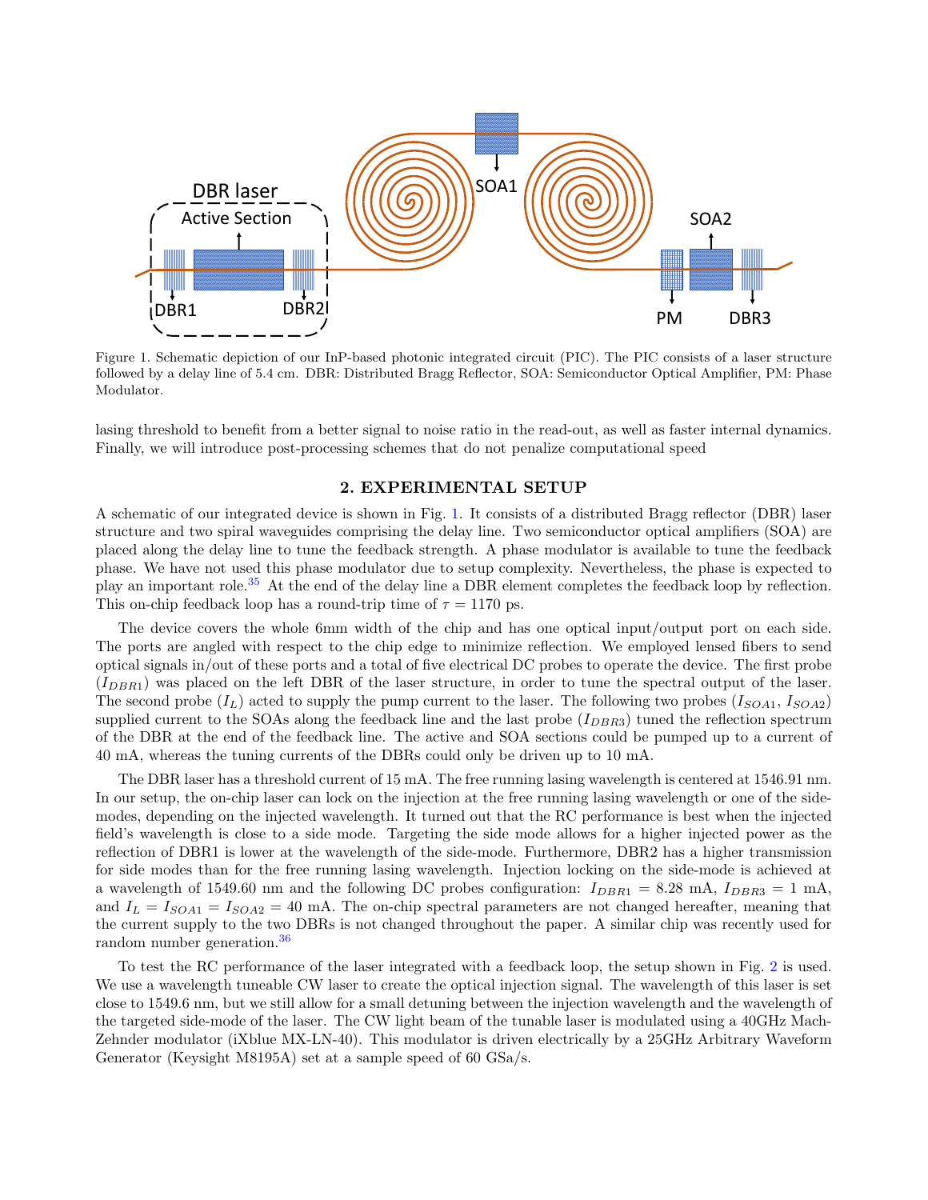Figure 1. Schematic depiction of our InP-based photonic integrated circuit (PIC). The PIC consists of a laser structure followed by a delay line of 5.4 cm. DBR: Distributed Bragg Reflector, SOA: Semiconductor Optical Amplifier, PM: Phase Modulator.

lasing threshold to benefit from a better signal to noise ratio in the read-out, as well as faster internal dynamics. Finally, we will introduce post-processing schemes that do not penalize computational speed

## 2. EXPERIMENTAL SETUP

A schematic of our integrated device is shown in Fig. 1. It consists of a distributed Bragg reflector (DBR) laser structure and two spiral waveguides comprising the delay line. Two semiconductor optical amplifiers (SOA) are placed along the delay line to tune the feedback strength. A phase modulator is available to tune the feedback phase. We have not used this phase modulator due to setup complexity. Nevertheless, the phase is expected to play an important role.[35] At the end of the delay line a DBR element completes the feedback loop by reflection. This on-chip feedback loop has a round-trip time of $\tau = 1170$ ps.

The device covers the whole 6mm width of the chip and has one optical input/output port on each side. The ports are angled with respect to the chip edge to minimize reflection. We employed lensed fibers to send optical signals in/out of these ports and a total of five electrical DC probes to operate the device. The first probe ($I_{DBR1}$) was placed on the left DBR of the laser structure, in order to tune the spectral output of the laser. The second probe ($I_L$) acted to supply the pump current to the laser. The following two probes ($I_{SOA1}$, $I_{SOA2}$) supplied current to the SOAs along the feedback line and the last probe ($I_{DBR3}$) tuned the reflection spectrum of the DBR at the end of the feedback line. The active and SOA sections could be pumped up to a current of 40 mA, whereas the tuning currents of the DBRs could only be driven up to 10 mA.

The DBR laser has a threshold current of 15 mA. The free running lasing wavelength is centered at 1546.91 nm. In our setup, the on-chip laser can lock on the injection at the free running lasing wavelength or one of the side-modes, depending on the injected wavelength. It turned out that the RC performance is best when the injected field's wavelength is close to a side mode. Targeting the side mode allows for a higher injected power as the reflection of DBR1 is lower at the wavelength of the side-mode. Furthermore, DBR2 has a higher transmission for side modes than for the free running lasing wavelength. Injection locking on the side-mode is achieved at a wavelength of 1549.60 nm and the following DC probes configuration: $I_{DBR1} = 8.28$ mA, $I_{DBR3} = 1$ mA, and $I_L = I_{SOA1} = I_{SOA2} = 40$ mA. The on-chip spectral parameters are not changed hereafter, meaning that the current supply to the two DBRs is not changed throughout the paper. A similar chip was recently used for random number generation.[36]

To test the RC performance of the laser integrated with a feedback loop, the setup shown in Fig. 2 is used. We use a wavelength tuneable CW laser to create the optical injection signal. The wavelength of this laser is set close to 1549.6 nm, but we still allow for a small detuning between the injection wavelength and the wavelength of the targeted side-mode of the laser. The CW light beam of the tunable laser is modulated using a 40GHz Mach-Zehnder modulator (iXblue MX-LN-40). This modulator is driven electrically by a 25GHz Arbitrary Waveform Generator (Keysight M8195A) set at a sample speed of 60 GSa/s.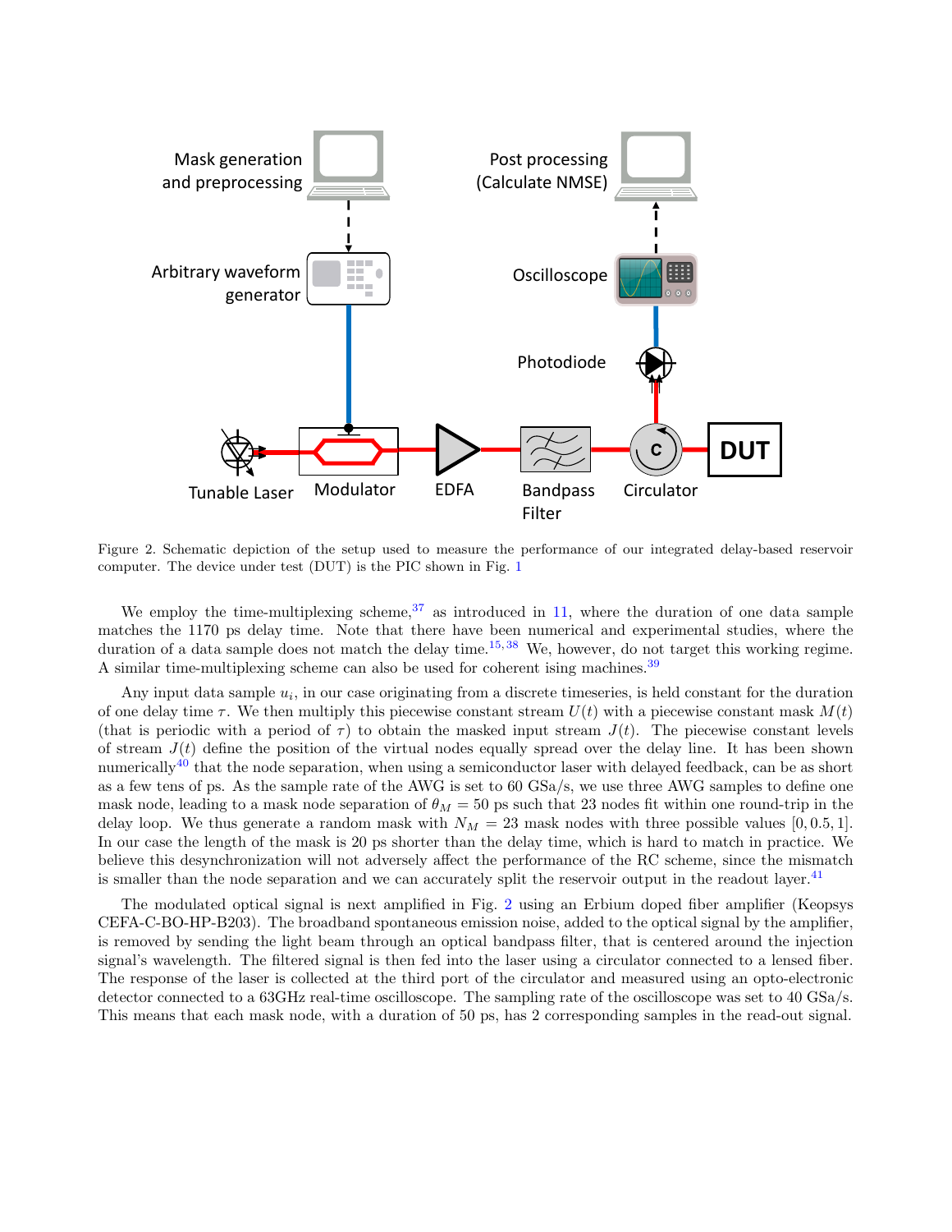Figure 2. Schematic depiction of the setup used to measure the performance of our integrated delay-based reservoir computer. The device under test (DUT) is the PIC shown in Fig. 1

We employ the time-multiplexing scheme,[37] as introduced in 11, where the duration of one data sample matches the 1170 ps delay time. Note that there have been numerical and experimental studies, where the duration of a data sample does not match the delay time.[15,38] We, however, do not target this working regime. A similar time-multiplexing scheme can also be used for coherent ising machines.[39]

Any input data sample $u_i$, in our case originating from a discrete timeseries, is held constant for the duration of one delay time $\tau$. We then multiply this piecewise constant stream $U(t)$ with a piecewise constant mask $M(t)$ (that is periodic with a period of $\tau$) to obtain the masked input stream $J(t)$. The piecewise constant levels of stream $J(t)$ define the position of the virtual nodes equally spread over the delay line. It has been shown numerically[40] that the node separation, when using a semiconductor laser with delayed feedback, can be as short as a few tens of ps. As the sample rate of the AWG is set to 60 GSa/s, we use three AWG samples to define one mask node, leading to a mask node separation of $\theta_M = 50$ ps such that 23 nodes fit within one round-trip in the delay loop. We thus generate a random mask with $N_M = 23$ mask nodes with three possible values $[0, 0.5, 1]$. In our case the length of the mask is 20 ps shorter than the delay time, which is hard to match in practice. We believe this desynchronization will not adversely affect the performance of the RC scheme, since the mismatch is smaller than the node separation and we can accurately split the reservoir output in the readout layer.[41]

The modulated optical signal is next amplified in Fig. 2 using an Erbium doped fiber amplifier (Keopsys CEFA-C-BO-HP-B203). The broadband spontaneous emission noise, added to the optical signal by the amplifier, is removed by sending the light beam through an optical bandpass filter, that is centered around the injection signal's wavelength. The filtered signal is then fed into the laser using a circulator connected to a lensed fiber. The response of the laser is collected at the third port of the circulator and measured using an opto-electronic detector connected to a 63GHz real-time oscilloscope. The sampling rate of the oscilloscope was set to 40 GSa/s. This means that each mask node, with a duration of 50 ps, has 2 corresponding samples in the read-out signal.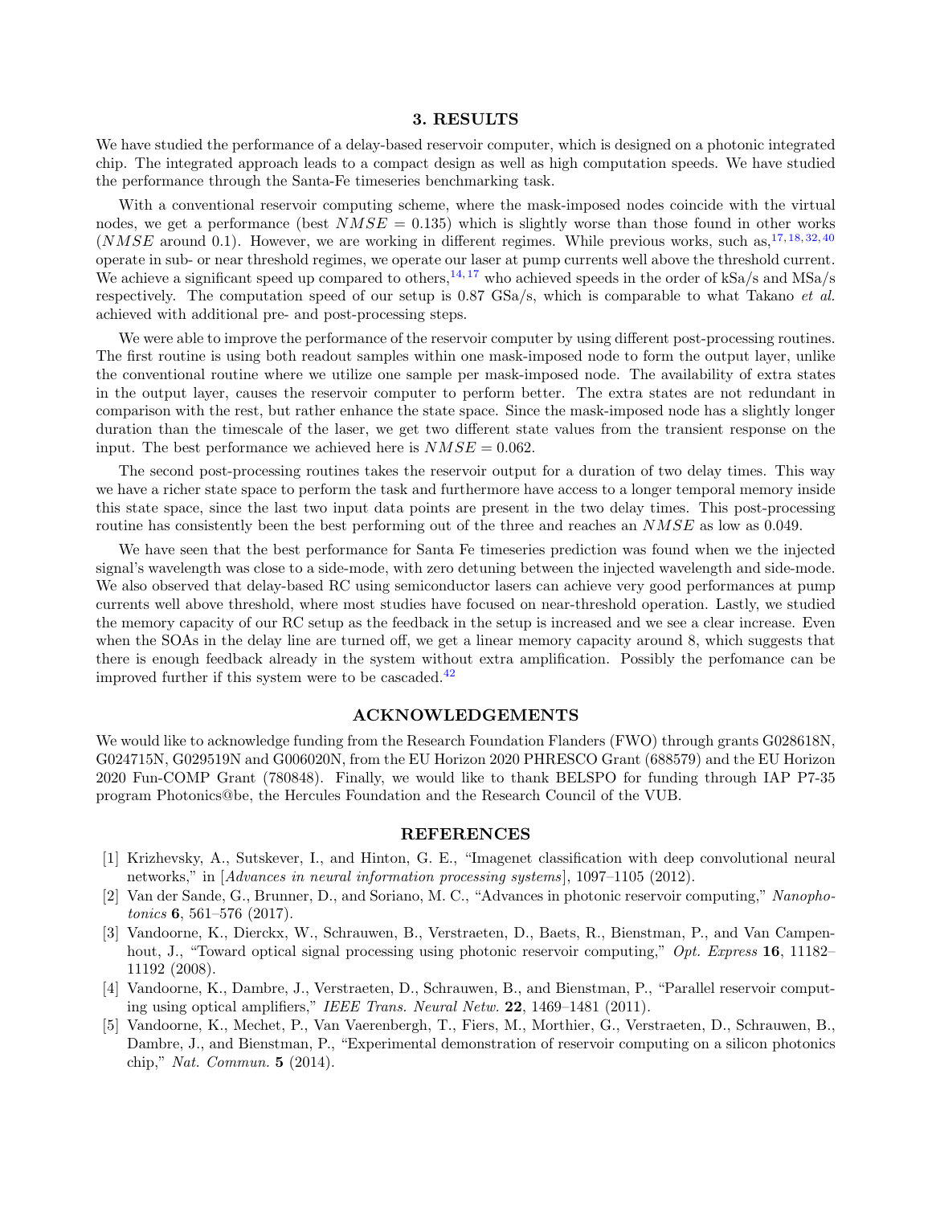## 3. RESULTS

We have studied the performance of a delay-based reservoir computer, which is designed on a photonic integrated chip. The integrated approach leads to a compact design as well as high computation speeds. We have studied the performance through the Santa-Fe timeseries benchmarking task.

With a conventional reservoir computing scheme, where the mask-imposed nodes coincide with the virtual nodes, we get a performance (best $NMSE = 0.135$) which is slightly worse than those found in other works ($NMSE$ around 0.1). However, we are working in different regimes. While previous works, such as,[17,18,32,40] operate in sub- or near threshold regimes, we operate our laser at pump currents well above the threshold current. We achieve a significant speed up compared to others,[14,17] who achieved speeds in the order of kSa/s and MSa/s respectively. The computation speed of our setup is 0.87 GSa/s, which is comparable to what Takano *et al.* achieved with additional pre- and post-processing steps.

We were able to improve the performance of the reservoir computer by using different post-processing routines. The first routine is using both readout samples within one mask-imposed node to form the output layer, unlike the conventional routine where we utilize one sample per mask-imposed node. The availability of extra states in the output layer, causes the reservoir computer to perform better. The extra states are not redundant in comparison with the rest, but rather enhance the state space. Since the mask-imposed node has a slightly longer duration than the timescale of the laser, we get two different state values from the transient response on the input. The best performance we achieved here is $NMSE = 0.062$.

The second post-processing routines takes the reservoir output for a duration of two delay times. This way we have a richer state space to perform the task and furthermore have access to a longer temporal memory inside this state space, since the last two input data points are present in the two delay times. This post-processing routine has consistently been the best performing out of the three and reaches an $NMSE$ as low as 0.049.

We have seen that the best performance for Santa Fe timeseries prediction was found when we the injected signal's wavelength was close to a side-mode, with zero detuning between the injected wavelength and side-mode. We also observed that delay-based RC using semiconductor lasers can achieve very good performances at pump currents well above threshold, where most studies have focused on near-threshold operation. Lastly, we studied the memory capacity of our RC setup as the feedback in the setup is increased and we see a clear increase. Even when the SOAs in the delay line are turned off, we get a linear memory capacity around 8, which suggests that there is enough feedback already in the system without extra amplification. Possibly the perfomance can be improved further if this system were to be cascaded.[42]

## ACKNOWLEDGEMENTS

We would like to acknowledge funding from the Research Foundation Flanders (FWO) through grants G028618N, G024715N, G029519N and G006020N, from the EU Horizon 2020 PHRESCO Grant (688579) and the EU Horizon 2020 Fun-COMP Grant (780848). Finally, we would like to thank BELSPO for funding through IAP P7-35 program Photonics@be, the Hercules Foundation and the Research Council of the VUB.

## REFERENCES

[1] Krizhevsky, A., Sutskever, I., and Hinton, G. E., "Imagenet classification with deep convolutional neural networks," in [*Advances in neural information processing systems*], 1097–1105 (2012).

[2] Van der Sande, G., Brunner, D., and Soriano, M. C., "Advances in photonic reservoir computing," *Nanophotonics* **6**, 561–576 (2017).

[3] Vandoorne, K., Dierckx, W., Schrauwen, B., Verstraeten, D., Baets, R., Bienstman, P., and Van Campenhout, J., "Toward optical signal processing using photonic reservoir computing," *Opt. Express* **16**, 11182–11192 (2008).

[4] Vandoorne, K., Dambre, J., Verstraeten, D., Schrauwen, B., and Bienstman, P., "Parallel reservoir computing using optical amplifiers," *IEEE Trans. Neural Netw.* **22**, 1469–1481 (2011).

[5] Vandoorne, K., Mechet, P., Van Vaerenbergh, T., Fiers, M., Morthier, G., Verstraeten, D., Schrauwen, B., Dambre, J., and Bienstman, P., "Experimental demonstration of reservoir computing on a silicon photonics chip," *Nat. Commun.* **5** (2014).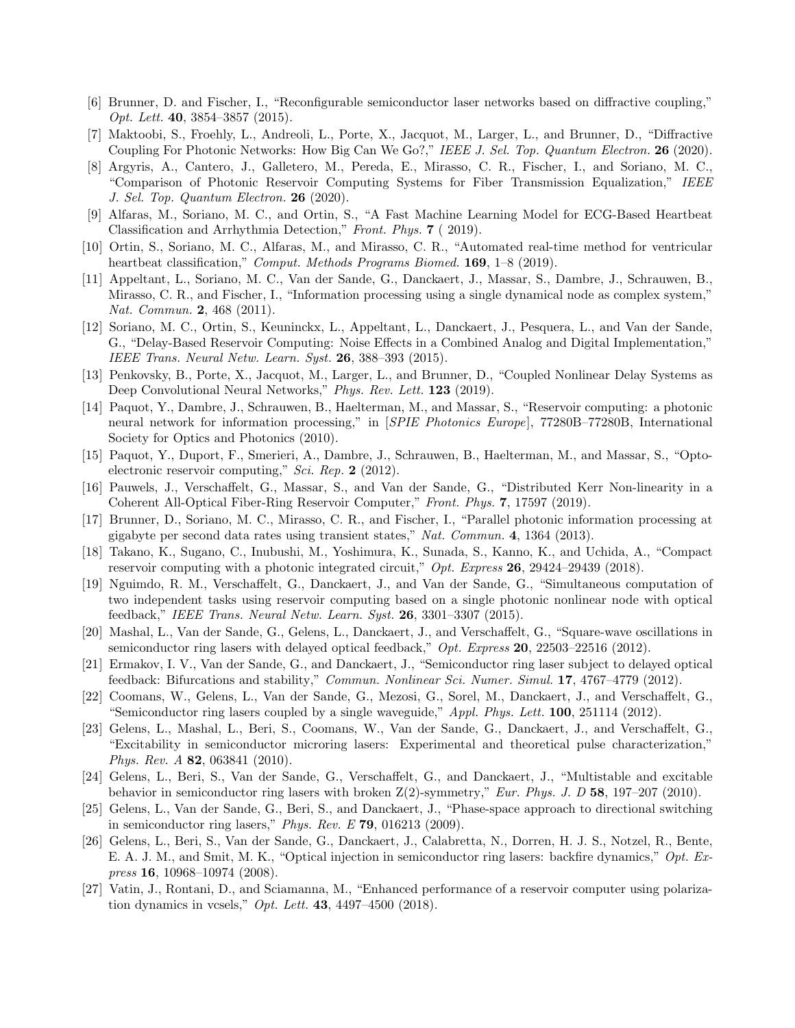[6] Brunner, D. and Fischer, I., "Reconfigurable semiconductor laser networks based on diffractive coupling," *Opt. Lett.* **40**, 3854–3857 (2015).

[7] Maktoobi, S., Froehly, L., Andreoli, L., Porte, X., Jacquot, M., Larger, L., and Brunner, D., "Diffractive Coupling For Photonic Networks: How Big Can We Go?," *IEEE J. Sel. Top. Quantum Electron.* **26** (2020).

[8] Argyris, A., Cantero, J., Galletero, M., Pereda, E., Mirasso, C. R., Fischer, I., and Soriano, M. C., "Comparison of Photonic Reservoir Computing Systems for Fiber Transmission Equalization," *IEEE J. Sel. Top. Quantum Electron.* **26** (2020).

[9] Alfaras, M., Soriano, M. C., and Ortin, S., "A Fast Machine Learning Model for ECG-Based Heartbeat Classification and Arrhythmia Detection," *Front. Phys.* **7** ( 2019).

[10] Ortin, S., Soriano, M. C., Alfaras, M., and Mirasso, C. R., "Automated real-time method for ventricular heartbeat classification," *Comput. Methods Programs Biomed.* **169**, 1–8 (2019).

[11] Appeltant, L., Soriano, M. C., Van der Sande, G., Danckaert, J., Massar, S., Dambre, J., Schrauwen, B., Mirasso, C. R., and Fischer, I., "Information processing using a single dynamical node as complex system," *Nat. Commun.* **2**, 468 (2011).

[12] Soriano, M. C., Ortin, S., Keuninckx, L., Appeltant, L., Danckaert, J., Pesquera, L., and Van der Sande, G., "Delay-Based Reservoir Computing: Noise Effects in a Combined Analog and Digital Implementation," *IEEE Trans. Neural Netw. Learn. Syst.* **26**, 388–393 (2015).

[13] Penkovsky, B., Porte, X., Jacquot, M., Larger, L., and Brunner, D., "Coupled Nonlinear Delay Systems as Deep Convolutional Neural Networks," *Phys. Rev. Lett.* **123** (2019).

[14] Paquot, Y., Dambre, J., Schrauwen, B., Haelterman, M., and Massar, S., "Reservoir computing: a photonic neural network for information processing," in [*SPIE Photonics Europe*], 77280B–77280B, International Society for Optics and Photonics (2010).

[15] Paquot, Y., Duport, F., Smerieri, A., Dambre, J., Schrauwen, B., Haelterman, M., and Massar, S., "Optoelectronic reservoir computing," *Sci. Rep.* **2** (2012).

[16] Pauwels, J., Verschaffelt, G., Massar, S., and Van der Sande, G., "Distributed Kerr Non-linearity in a Coherent All-Optical Fiber-Ring Reservoir Computer," *Front. Phys.* **7**, 17597 (2019).

[17] Brunner, D., Soriano, M. C., Mirasso, C. R., and Fischer, I., "Parallel photonic information processing at gigabyte per second data rates using transient states," *Nat. Commun.* **4**, 1364 (2013).

[18] Takano, K., Sugano, C., Inubushi, M., Yoshimura, K., Sunada, S., Kanno, K., and Uchida, A., "Compact reservoir computing with a photonic integrated circuit," *Opt. Express* **26**, 29424–29439 (2018).

[19] Nguimdo, R. M., Verschaffelt, G., Danckaert, J., and Van der Sande, G., "Simultaneous computation of two independent tasks using reservoir computing based on a single photonic nonlinear node with optical feedback," *IEEE Trans. Neural Netw. Learn. Syst.* **26**, 3301–3307 (2015).

[20] Mashal, L., Van der Sande, G., Gelens, L., Danckaert, J., and Verschaffelt, G., "Square-wave oscillations in semiconductor ring lasers with delayed optical feedback," *Opt. Express* **20**, 22503–22516 (2012).

[21] Ermakov, I. V., Van der Sande, G., and Danckaert, J., "Semiconductor ring laser subject to delayed optical feedback: Bifurcations and stability," *Commun. Nonlinear Sci. Numer. Simul.* **17**, 4767–4779 (2012).

[22] Coomans, W., Gelens, L., Van der Sande, G., Mezosi, G., Sorel, M., Danckaert, J., and Verschaffelt, G., "Semiconductor ring lasers coupled by a single waveguide," *Appl. Phys. Lett.* **100**, 251114 (2012).

[23] Gelens, L., Mashal, L., Beri, S., Coomans, W., Van der Sande, G., Danckaert, J., and Verschaffelt, G., "Excitability in semiconductor microring lasers: Experimental and theoretical pulse characterization," *Phys. Rev. A* **82**, 063841 (2010).

[24] Gelens, L., Beri, S., Van der Sande, G., Verschaffelt, G., and Danckaert, J., "Multistable and excitable behavior in semiconductor ring lasers with broken Z(2)-symmetry," *Eur. Phys. J. D* **58**, 197–207 (2010).

[25] Gelens, L., Van der Sande, G., Beri, S., and Danckaert, J., "Phase-space approach to directional switching in semiconductor ring lasers," *Phys. Rev. E* **79**, 016213 (2009).

[26] Gelens, L., Beri, S., Van der Sande, G., Danckaert, J., Calabretta, N., Dorren, H. J. S., Notzel, R., Bente, E. A. J. M., and Smit, M. K., "Optical injection in semiconductor ring lasers: backfire dynamics," *Opt. Express* **16**, 10968–10974 (2008).

[27] Vatin, J., Rontani, D., and Sciamanna, M., "Enhanced performance of a reservoir computer using polarization dynamics in vcsels," *Opt. Lett.* **43**, 4497–4500 (2018).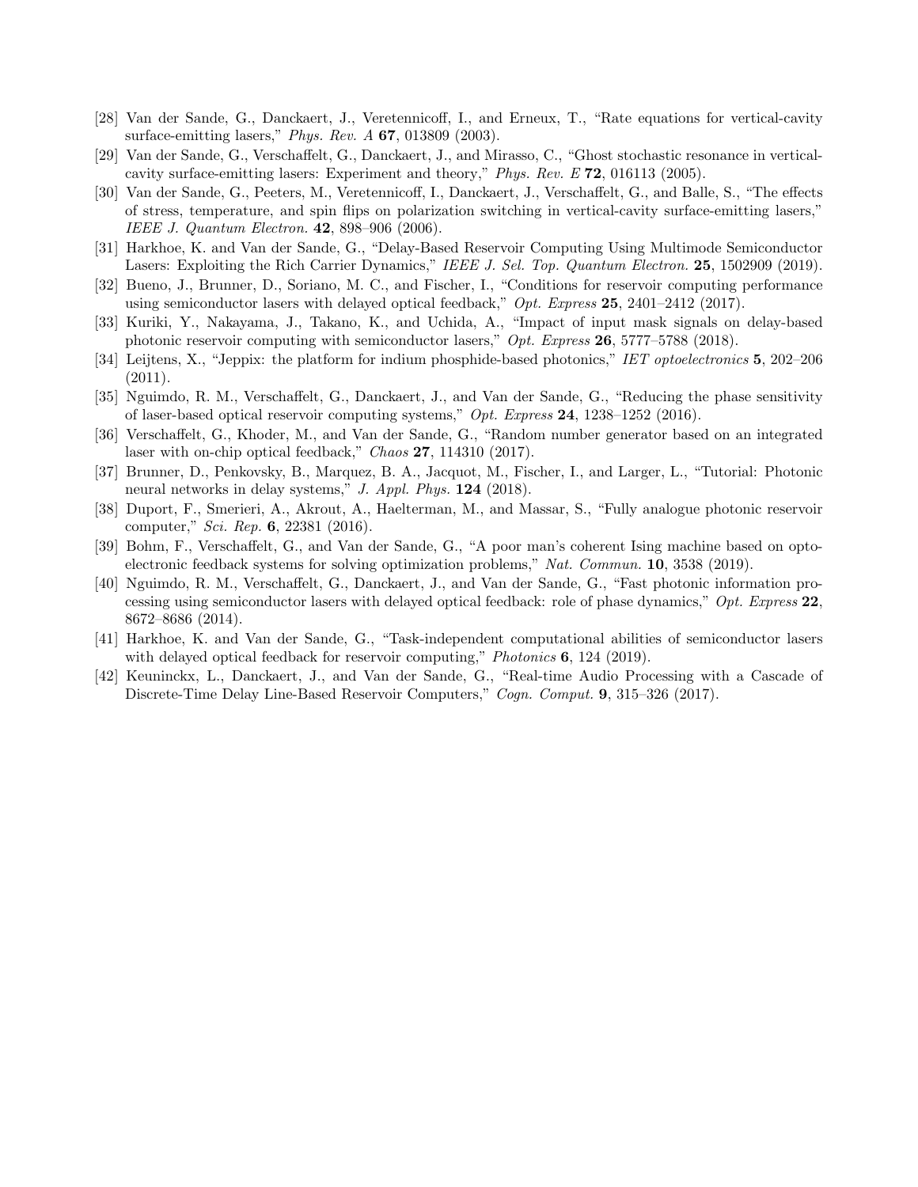[28] Van der Sande, G., Danckaert, J., Veretennicoff, I., and Erneux, T., "Rate equations for vertical-cavity surface-emitting lasers," *Phys. Rev. A* **67**, 013809 (2003).

[29] Van der Sande, G., Verschaffelt, G., Danckaert, J., and Mirasso, C., "Ghost stochastic resonance in vertical-cavity surface-emitting lasers: Experiment and theory," *Phys. Rev. E* **72**, 016113 (2005).

[30] Van der Sande, G., Peeters, M., Veretennicoff, I., Danckaert, J., Verschaffelt, G., and Balle, S., "The effects of stress, temperature, and spin flips on polarization switching in vertical-cavity surface-emitting lasers," *IEEE J. Quantum Electron.* **42**, 898–906 (2006).

[31] Harkhoe, K. and Van der Sande, G., "Delay-Based Reservoir Computing Using Multimode Semiconductor Lasers: Exploiting the Rich Carrier Dynamics," *IEEE J. Sel. Top. Quantum Electron.* **25**, 1502909 (2019).

[32] Bueno, J., Brunner, D., Soriano, M. C., and Fischer, I., "Conditions for reservoir computing performance using semiconductor lasers with delayed optical feedback," *Opt. Express* **25**, 2401–2412 (2017).

[33] Kuriki, Y., Nakayama, J., Takano, K., and Uchida, A., "Impact of input mask signals on delay-based photonic reservoir computing with semiconductor lasers," *Opt. Express* **26**, 5777–5788 (2018).

[34] Leijtens, X., "Jeppix: the platform for indium phosphide-based photonics," *IET optoelectronics* **5**, 202–206 (2011).

[35] Nguimdo, R. M., Verschaffelt, G., Danckaert, J., and Van der Sande, G., "Reducing the phase sensitivity of laser-based optical reservoir computing systems," *Opt. Express* **24**, 1238–1252 (2016).

[36] Verschaffelt, G., Khoder, M., and Van der Sande, G., "Random number generator based on an integrated laser with on-chip optical feedback," *Chaos* **27**, 114310 (2017).

[37] Brunner, D., Penkovsky, B., Marquez, B. A., Jacquot, M., Fischer, I., and Larger, L., "Tutorial: Photonic neural networks in delay systems," *J. Appl. Phys.* **124** (2018).

[38] Duport, F., Smerieri, A., Akrout, A., Haelterman, M., and Massar, S., "Fully analogue photonic reservoir computer," *Sci. Rep.* **6**, 22381 (2016).

[39] Bohm, F., Verschaffelt, G., and Van der Sande, G., "A poor man's coherent Ising machine based on opto-electronic feedback systems for solving optimization problems," *Nat. Commun.* **10**, 3538 (2019).

[40] Nguimdo, R. M., Verschaffelt, G., Danckaert, J., and Van der Sande, G., "Fast photonic information processing using semiconductor lasers with delayed optical feedback: role of phase dynamics," *Opt. Express* **22**, 8672–8686 (2014).

[41] Harkhoe, K. and Van der Sande, G., "Task-independent computational abilities of semiconductor lasers with delayed optical feedback for reservoir computing," *Photonics* **6**, 124 (2019).

[42] Keuninckx, L., Danckaert, J., and Van der Sande, G., "Real-time Audio Processing with a Cascade of Discrete-Time Delay Line-Based Reservoir Computers," *Cogn. Comput.* **9**, 315–326 (2017).